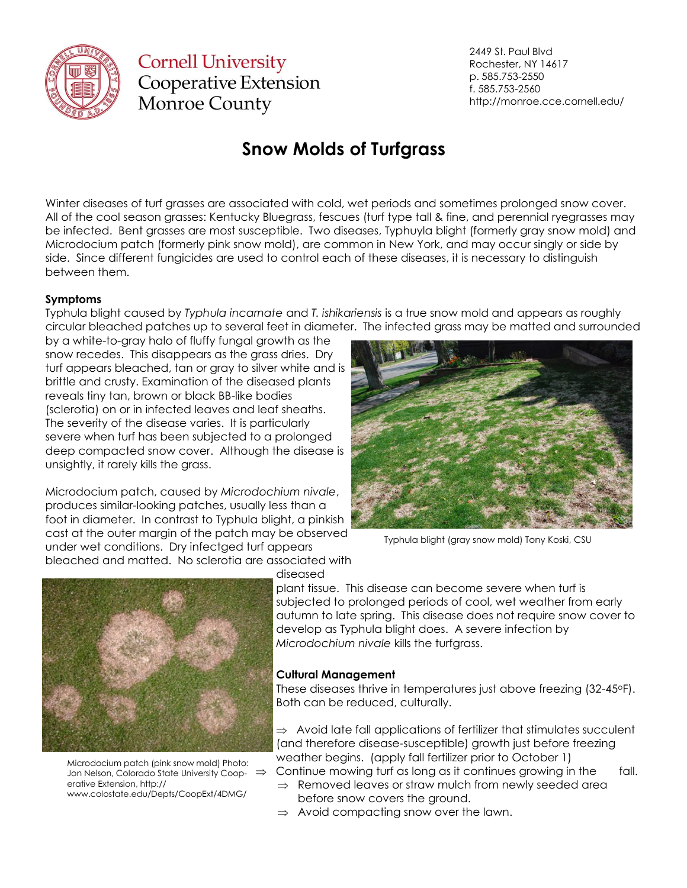# Cornell University Cooperative Extension Monroe County

2449 St. Paul Blvd
Rochester, NY 14617
p. 585.753-2550
f. 585.753-2560
http://monroe.cce.cornell.edu/

## Snow Molds of Turfgrass

Winter diseases of turf grasses are associated with cold, wet periods and sometimes prolonged snow cover. All of the cool season grasses: Kentucky Bluegrass, fescues (turf type tall & fine, and perennial ryegrasses may be infected. Bent grasses are most susceptible. Two diseases, Typhuyla blight (formerly gray snow mold) and Microdocium patch (formerly pink snow mold), are common in New York, and may occur singly or side by side. Since different fungicides are used to control each of these diseases, it is necessary to distinguish between them.

**Symptoms**

Typhula blight caused by *Typhula incarnate* and *T. ishikariensis* is a true snow mold and appears as roughly circular bleached patches up to several feet in diameter. The infected grass may be matted and surrounded by a white-to-gray halo of fluffy fungal growth as the snow recedes. This disappears as the grass dries. Dry turf appears bleached, tan or gray to silver white and is brittle and crusty. Examination of the diseased plants reveals tiny tan, brown or black BB-like bodies (sclerotia) on or in infected leaves and leaf sheaths. The severity of the disease varies. It is particularly severe when turf has been subjected to a prolonged deep compacted snow cover. Although the disease is unsightly, it rarely kills the grass.

Typhula blight (gray snow mold) Tony Koski, CSU

Microdocium patch, caused by *Microdochium nivale*, produces similar-looking patches, usually less than a foot in diameter. In contrast to Typhula blight, a pinkish cast at the outer margin of the patch may be observed under wet conditions. Dry infectged turf appears bleached and matted. No sclerotia are associated with diseased plant tissue. This disease can become severe when turf is subjected to prolonged periods of cool, wet weather from early autumn to late spring. This disease does not require snow cover to develop as Typhula blight does. A severe infection by *Microdochium nivale* kills the turfgrass.

Microdocium patch (pink snow mold) Photo: Jon Nelson, Colorado State University Cooperative Extension, http://www.colostate.edu/Depts/CoopExt/4DMG/

**Cultural Management**

These diseases thrive in temperatures just above freezing (32-45°F). Both can be reduced, culturally.

- ⇒ Avoid late fall applications of fertilizer that stimulates succulent (and therefore disease-susceptible) growth just before freezing weather begins. (apply fall fertilizer prior to October 1)
- ⇒ Continue mowing turf as long as it continues growing in the fall.
- ⇒ Removed leaves or straw mulch from newly seeded area before snow covers the ground.
- ⇒ Avoid compacting snow over the lawn.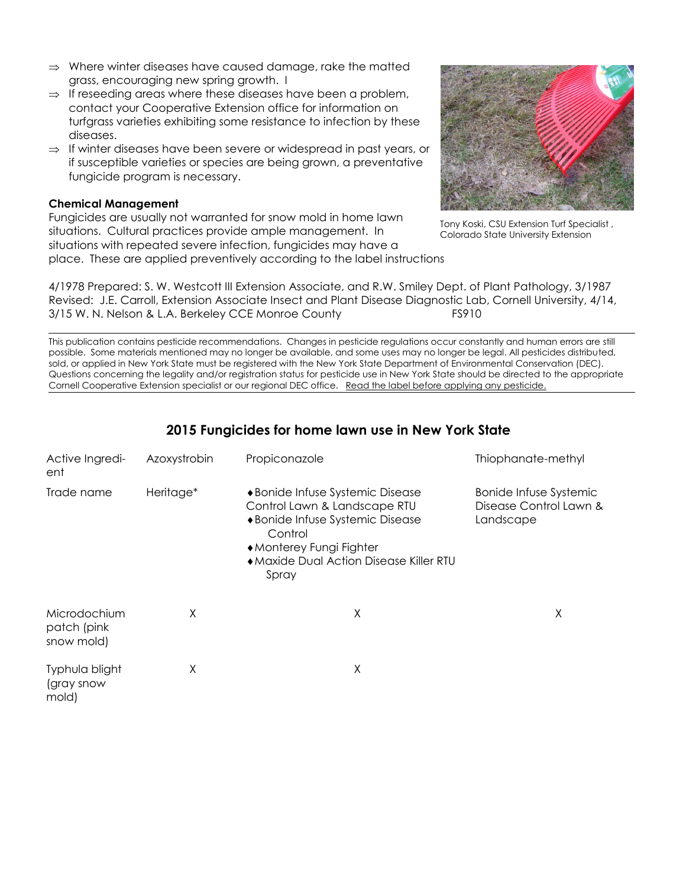- ⇒ Where winter diseases have caused damage, rake the matted grass, encouraging new spring growth. I
- ⇒ If reseeding areas where these diseases have been a problem, contact your Cooperative Extension office for information on turfgrass varieties exhibiting some resistance to infection by these diseases.
- ⇒ If winter diseases have been severe or widespread in past years, or if susceptible varieties or species are being grown, a preventative fungicide program is necessary.

Tony Koski, CSU Extension Turf Specialist , Colorado State University Extension

**Chemical Management**

Fungicides are usually not warranted for snow mold in home lawn situations. Cultural practices provide ample management. In situations with repeated severe infection, fungicides may have a place. These are applied preventively according to the label instructions

4/1978 Prepared: S. W. Westcott III Extension Associate, and R.W. Smiley Dept. of Plant Pathology, 3/1987 Revised: J.E. Carroll, Extension Associate Insect and Plant Disease Diagnostic Lab, Cornell University, 4/14, 3/15 W. N. Nelson & L.A. Berkeley CCE Monroe County FS910

This publication contains pesticide recommendations. Changes in pesticide regulations occur constantly and human errors are still possible. Some materials mentioned may no longer be available, and some uses may no longer be legal. All pesticides distributed, sold, or applied in New York State must be registered with the New York State Department of Environmental Conservation (DEC). Questions concerning the legality and/or registration status for pesticide use in New York State should be directed to the appropriate Cornell Cooperative Extension specialist or our regional DEC office. Read the label before applying any pesticide.

## 2015 Fungicides for home lawn use in New York State

| Active Ingredient | Azoxystrobin | Propiconazole | Thiophanate-methyl |
|---|---|---|---|
| Trade name | Heritage* | ♦Bonide Infuse Systemic Disease Control Lawn & Landscape RTU<br>♦Bonide Infuse Systemic Disease Control<br>♦Monterey Fungi Fighter<br>♦Maxide Dual Action Disease Killer RTU Spray | Bonide Infuse Systemic Disease Control Lawn & Landscape |
| Microdochium patch (pink snow mold) | X | X | X |
| Typhula blight (gray snow mold) | X | X | |